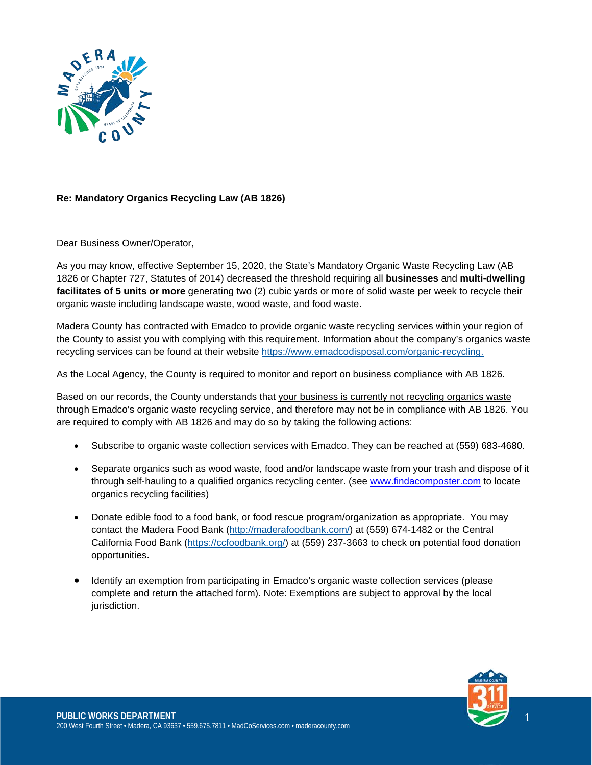**Re: Mandatory Organics Recycling Law (AB 1826)**

Dear Business Owner/Operator,

As you may know, effective September 15, 2020, the State's Mandatory Organic Waste Recycling Law (AB 1826 or Chapter 727, Statutes of 2014) decreased the threshold requiring all **businesses** and **multi-dwelling facilitates of 5 units or more** generating <u>two (2) cubic yards or more of solid waste per week</u> to recycle their organic waste including landscape waste, wood waste, and food waste.

Madera County has contracted with Emadco to provide organic waste recycling services within your region of the County to assist you with complying with this requirement. Information about the company's organics waste recycling services can be found at their website https://www.emadcodisposal.com/organic-recycling.

As the Local Agency, the County is required to monitor and report on business compliance with AB 1826.

Based on our records, the County understands that <u>your business is currently not recycling organics waste</u> through Emadco's organic waste recycling service, and therefore may not be in compliance with AB 1826. You are required to comply with AB 1826 and may do so by taking the following actions:

- Subscribe to organic waste collection services with Emadco. They can be reached at (559) 683-4680.
- Separate organics such as wood waste, food and/or landscape waste from your trash and dispose of it through self-hauling to a qualified organics recycling center. (see www.findacomposter.com to locate organics recycling facilities)
- Donate edible food to a food bank, or food rescue program/organization as appropriate. You may contact the Madera Food Bank (http://maderafoodbank.com/) at (559) 674-1482 or the Central California Food Bank (https://ccfoodbank.org/) at (559) 237-3663 to check on potential food donation opportunities.
- Identify an exemption from participating in Emadco's organic waste collection services (please complete and return the attached form). Note: Exemptions are subject to approval by the local jurisdiction.

**PUBLIC WORKS DEPARTMENT**
200 West Fourth Street • Madera, CA 93637 • 559.675.7811 • MadCoServices.com • maderacounty.com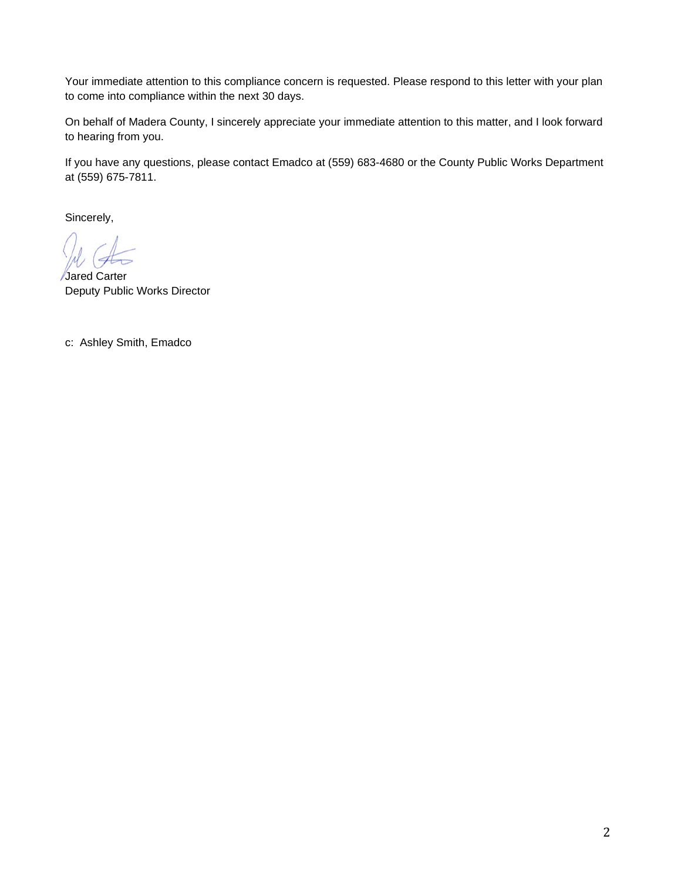Your immediate attention to this compliance concern is requested. Please respond to this letter with your plan to come into compliance within the next 30 days.

On behalf of Madera County, I sincerely appreciate your immediate attention to this matter, and I look forward to hearing from you.

If you have any questions, please contact Emadco at (559) 683-4680 or the County Public Works Department at (559) 675-7811.

Sincerely,

Jared Carter
Deputy Public Works Director

c: Ashley Smith, Emadco